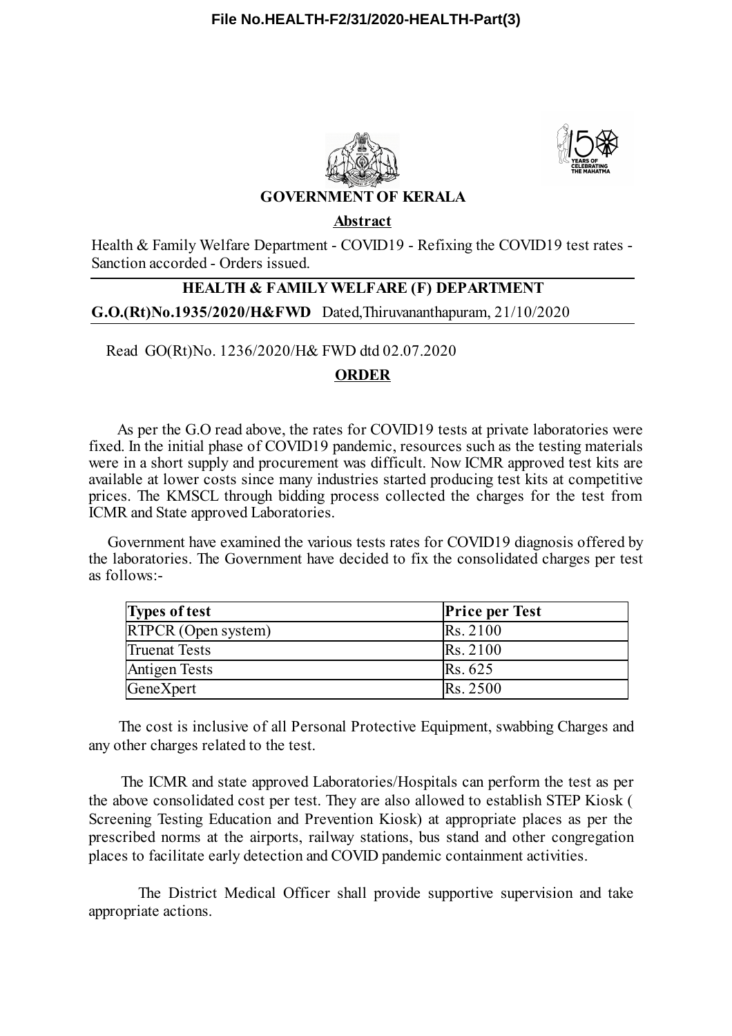File No.HEALTH-F2/31/2020-HEALTH-Part(3)

**GOVERNMENT OF KERALA**

**Abstract**

Health & Family Welfare Department - COVID19 - Refixing the COVID19 test rates - Sanction accorded - Orders issued.

**HEALTH & FAMILY WELFARE (F) DEPARTMENT**

**G.O.(Rt)No.1935/2020/H&FWD** Dated,Thiruvananthapuram, 21/10/2020

Read GO(Rt)No. 1236/2020/H& FWD dtd 02.07.2020

**ORDER**

As per the G.O read above, the rates for COVID19 tests at private laboratories were fixed. In the initial phase of COVID19 pandemic, resources such as the testing materials were in a short supply and procurement was difficult. Now ICMR approved test kits are available at lower costs since many industries started producing test kits at competitive prices. The KMSCL through bidding process collected the charges for the test from ICMR and State approved Laboratories.

Government have examined the various tests rates for COVID19 diagnosis offered by the laboratories. The Government have decided to fix the consolidated charges per test as follows:-

| Types of test | Price per Test |
|---|---|
| RTPCR (Open system) | Rs. 2100 |
| Truenat Tests | Rs. 2100 |
| Antigen Tests | Rs. 625 |
| GeneXpert | Rs. 2500 |

The cost is inclusive of all Personal Protective Equipment, swabbing Charges and any other charges related to the test.

The ICMR and state approved Laboratories/Hospitals can perform the test as per the above consolidated cost per test. They are also allowed to establish STEP Kiosk ( Screening Testing Education and Prevention Kiosk) at appropriate places as per the prescribed norms at the airports, railway stations, bus stand and other congregation places to facilitate early detection and COVID pandemic containment activities.

The District Medical Officer shall provide supportive supervision and take appropriate actions.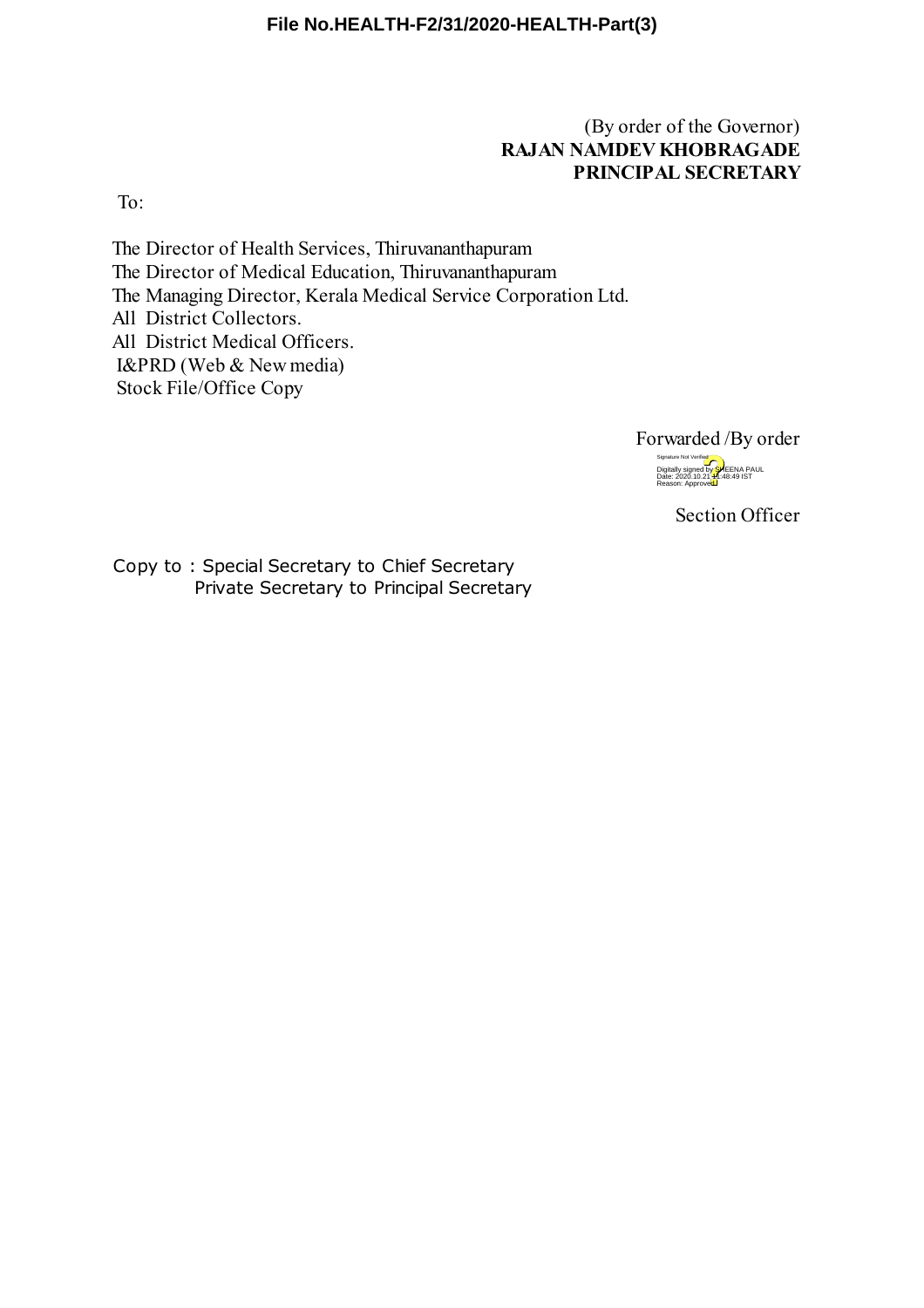(By order of the Governor)
**RAJAN NAMDEV KHOBRAGADE**
**PRINCIPAL SECRETARY**

To:

The Director of Health Services, Thiruvananthapuram
The Director of Medical Education, Thiruvananthapuram
The Managing Director, Kerala Medical Service Corporation Ltd.
All District Collectors.
All District Medical Officers.
I&PRD (Web & New media)
Stock File/Office Copy

Forwarded /By order

Signature Not Verified
Digitally signed by SHEENA PAUL
Date: 2020.10.21 11:48:49 IST
Reason: Approved

Section Officer

Copy to : Special Secretary to Chief Secretary
Private Secretary to Principal Secretary